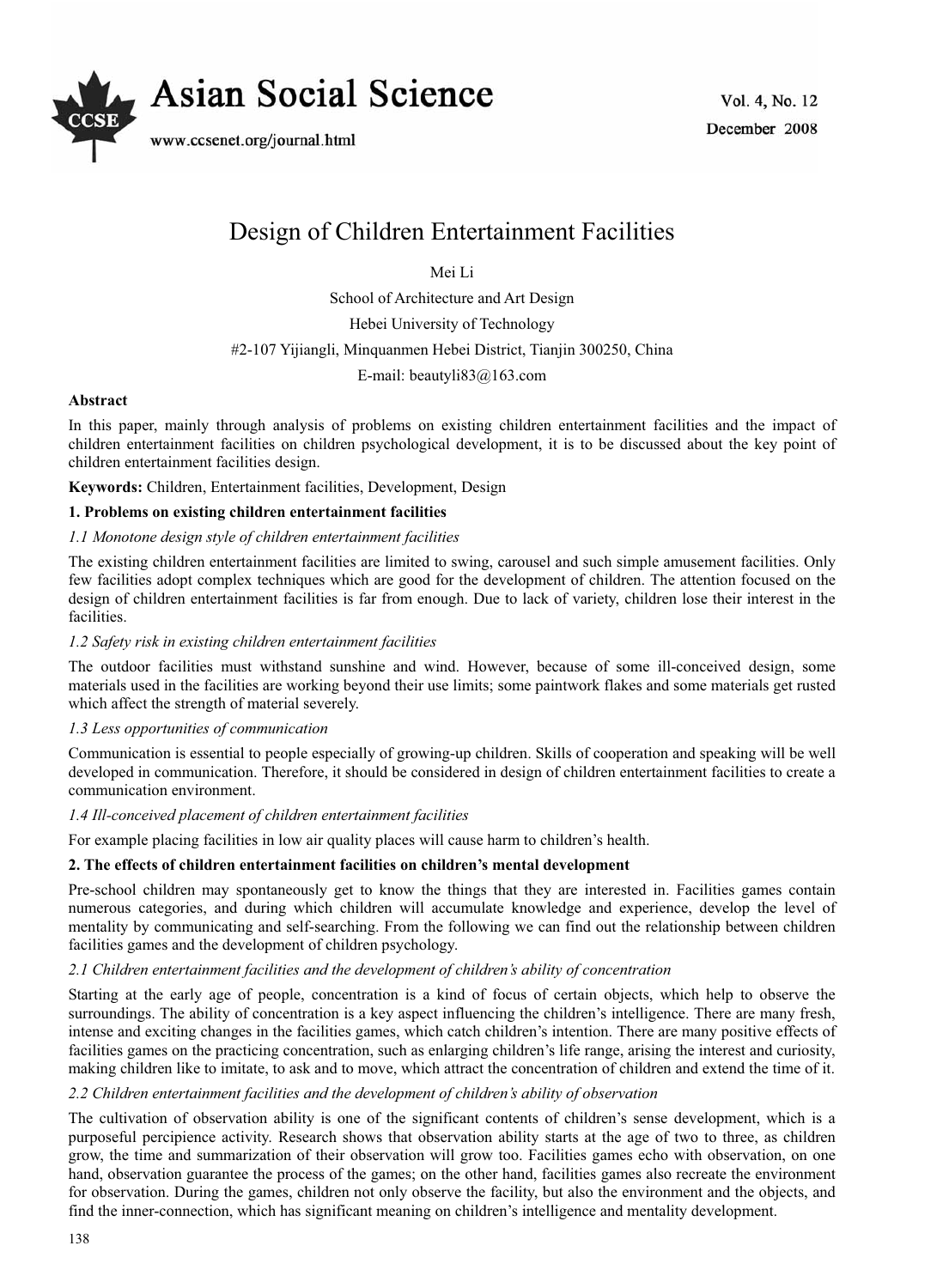# Design of Children Entertainment Facilities

Mei Li

School of Architecture and Art Design

Hebei University of Technology

#2-107 Yijiangli, Minquanmen Hebei District, Tianjin 300250, China

E-mail: beautyli83@163.com

**Abstract**

In this paper, mainly through analysis of problems on existing children entertainment facilities and the impact of children entertainment facilities on children psychological development, it is to be discussed about the key point of children entertainment facilities design.

**Keywords:** Children, Entertainment facilities, Development, Design

## 1. Problems on existing children entertainment facilities

### *1.1 Monotone design style of children entertainment facilities*

The existing children entertainment facilities are limited to swing, carousel and such simple amusement facilities. Only few facilities adopt complex techniques which are good for the development of children. The attention focused on the design of children entertainment facilities is far from enough. Due to lack of variety, children lose their interest in the facilities.

### *1.2 Safety risk in existing children entertainment facilities*

The outdoor facilities must withstand sunshine and wind. However, because of some ill-conceived design, some materials used in the facilities are working beyond their use limits; some paintwork flakes and some materials get rusted which affect the strength of material severely.

### *1.3 Less opportunities of communication*

Communication is essential to people especially of growing-up children. Skills of cooperation and speaking will be well developed in communication. Therefore, it should be considered in design of children entertainment facilities to create a communication environment.

### *1.4 Ill-conceived placement of children entertainment facilities*

For example placing facilities in low air quality places will cause harm to children's health.

## 2. The effects of children entertainment facilities on children's mental development

Pre-school children may spontaneously get to know the things that they are interested in. Facilities games contain numerous categories, and during which children will accumulate knowledge and experience, develop the level of mentality by communicating and self-searching. From the following we can find out the relationship between children facilities games and the development of children psychology.

### *2.1 Children entertainment facilities and the development of children's ability of concentration*

Starting at the early age of people, concentration is a kind of focus of certain objects, which help to observe the surroundings. The ability of concentration is a key aspect influencing the children's intelligence. There are many fresh, intense and exciting changes in the facilities games, which catch children's intention. There are many positive effects of facilities games on the practicing concentration, such as enlarging children's life range, arising the interest and curiosity, making children like to imitate, to ask and to move, which attract the concentration of children and extend the time of it.

### *2.2 Children entertainment facilities and the development of children's ability of observation*

The cultivation of observation ability is one of the significant contents of children's sense development, which is a purposeful percipience activity. Research shows that observation ability starts at the age of two to three, as children grow, the time and summarization of their observation will grow too. Facilities games echo with observation, on one hand, observation guarantee the process of the games; on the other hand, facilities games also recreate the environment for observation. During the games, children not only observe the facility, but also the environment and the objects, and find the inner-connection, which has significant meaning on children's intelligence and mentality development.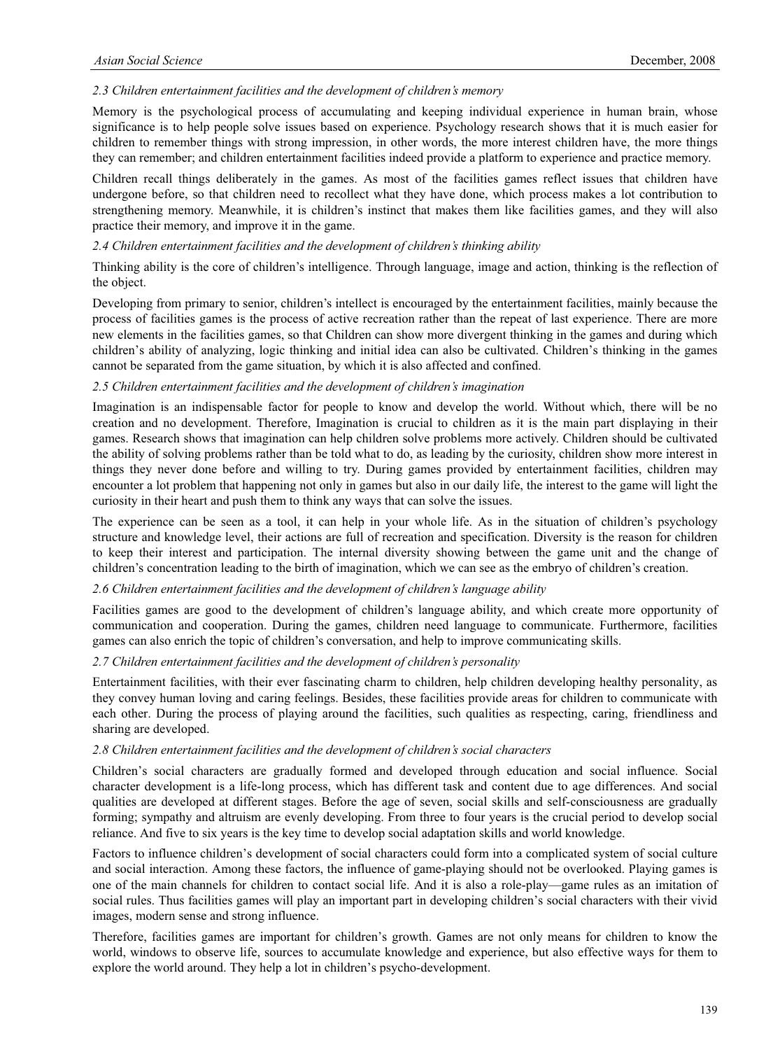### *2.3 Children entertainment facilities and the development of children's memory*

Memory is the psychological process of accumulating and keeping individual experience in human brain, whose significance is to help people solve issues based on experience. Psychology research shows that it is much easier for children to remember things with strong impression, in other words, the more interest children have, the more things they can remember; and children entertainment facilities indeed provide a platform to experience and practice memory.

Children recall things deliberately in the games. As most of the facilities games reflect issues that children have undergone before, so that children need to recollect what they have done, which process makes a lot contribution to strengthening memory. Meanwhile, it is children's instinct that makes them like facilities games, and they will also practice their memory, and improve it in the game.

### *2.4 Children entertainment facilities and the development of children's thinking ability*

Thinking ability is the core of children's intelligence. Through language, image and action, thinking is the reflection of the object.

Developing from primary to senior, children's intellect is encouraged by the entertainment facilities, mainly because the process of facilities games is the process of active recreation rather than the repeat of last experience. There are more new elements in the facilities games, so that Children can show more divergent thinking in the games and during which children's ability of analyzing, logic thinking and initial idea can also be cultivated. Children's thinking in the games cannot be separated from the game situation, by which it is also affected and confined.

### *2.5 Children entertainment facilities and the development of children's imagination*

Imagination is an indispensable factor for people to know and develop the world. Without which, there will be no creation and no development. Therefore, Imagination is crucial to children as it is the main part displaying in their games. Research shows that imagination can help children solve problems more actively. Children should be cultivated the ability of solving problems rather than be told what to do, as leading by the curiosity, children show more interest in things they never done before and willing to try. During games provided by entertainment facilities, children may encounter a lot problem that happening not only in games but also in our daily life, the interest to the game will light the curiosity in their heart and push them to think any ways that can solve the issues.

The experience can be seen as a tool, it can help in your whole life. As in the situation of children's psychology structure and knowledge level, their actions are full of recreation and specification. Diversity is the reason for children to keep their interest and participation. The internal diversity showing between the game unit and the change of children's concentration leading to the birth of imagination, which we can see as the embryo of children's creation.

### *2.6 Children entertainment facilities and the development of children's language ability*

Facilities games are good to the development of children's language ability, and which create more opportunity of communication and cooperation. During the games, children need language to communicate. Furthermore, facilities games can also enrich the topic of children's conversation, and help to improve communicating skills.

### *2.7 Children entertainment facilities and the development of children's personality*

Entertainment facilities, with their ever fascinating charm to children, help children developing healthy personality, as they convey human loving and caring feelings. Besides, these facilities provide areas for children to communicate with each other. During the process of playing around the facilities, such qualities as respecting, caring, friendliness and sharing are developed.

### *2.8 Children entertainment facilities and the development of children's social characters*

Children's social characters are gradually formed and developed through education and social influence. Social character development is a life-long process, which has different task and content due to age differences. And social qualities are developed at different stages. Before the age of seven, social skills and self-consciousness are gradually forming; sympathy and altruism are evenly developing. From three to four years is the crucial period to develop social reliance. And five to six years is the key time to develop social adaptation skills and world knowledge.

Factors to influence children's development of social characters could form into a complicated system of social culture and social interaction. Among these factors, the influence of game-playing should not be overlooked. Playing games is one of the main channels for children to contact social life. And it is also a role-play—game rules as an imitation of social rules. Thus facilities games will play an important part in developing children's social characters with their vivid images, modern sense and strong influence.

Therefore, facilities games are important for children's growth. Games are not only means for children to know the world, windows to observe life, sources to accumulate knowledge and experience, but also effective ways for them to explore the world around. They help a lot in children's psycho-development.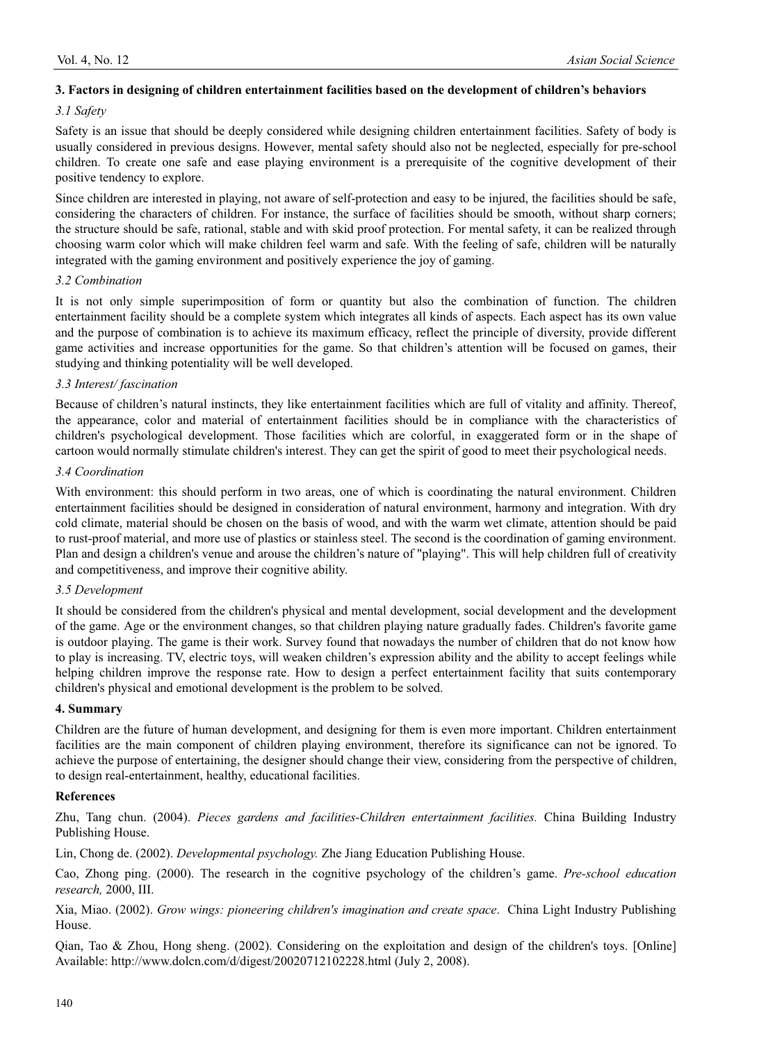## 3. Factors in designing of children entertainment facilities based on the development of children's behaviors

### *3.1 Safety*

Safety is an issue that should be deeply considered while designing children entertainment facilities. Safety of body is usually considered in previous designs. However, mental safety should also not be neglected, especially for pre-school children. To create one safe and ease playing environment is a prerequisite of the cognitive development of their positive tendency to explore.

Since children are interested in playing, not aware of self-protection and easy to be injured, the facilities should be safe, considering the characters of children. For instance, the surface of facilities should be smooth, without sharp corners; the structure should be safe, rational, stable and with skid proof protection. For mental safety, it can be realized through choosing warm color which will make children feel warm and safe. With the feeling of safe, children will be naturally integrated with the gaming environment and positively experience the joy of gaming.

### *3.2 Combination*

It is not only simple superimposition of form or quantity but also the combination of function. The children entertainment facility should be a complete system which integrates all kinds of aspects. Each aspect has its own value and the purpose of combination is to achieve its maximum efficacy, reflect the principle of diversity, provide different game activities and increase opportunities for the game. So that children's attention will be focused on games, their studying and thinking potentiality will be well developed.

### *3.3 Interest/ fascination*

Because of children's natural instincts, they like entertainment facilities which are full of vitality and affinity. Thereof, the appearance, color and material of entertainment facilities should be in compliance with the characteristics of children's psychological development. Those facilities which are colorful, in exaggerated form or in the shape of cartoon would normally stimulate children's interest. They can get the spirit of good to meet their psychological needs.

### *3.4 Coordination*

With environment: this should perform in two areas, one of which is coordinating the natural environment. Children entertainment facilities should be designed in consideration of natural environment, harmony and integration. With dry cold climate, material should be chosen on the basis of wood, and with the warm wet climate, attention should be paid to rust-proof material, and more use of plastics or stainless steel. The second is the coordination of gaming environment. Plan and design a children's venue and arouse the children's nature of "playing". This will help children full of creativity and competitiveness, and improve their cognitive ability.

### *3.5 Development*

It should be considered from the children's physical and mental development, social development and the development of the game. Age or the environment changes, so that children playing nature gradually fades. Children's favorite game is outdoor playing. The game is their work. Survey found that nowadays the number of children that do not know how to play is increasing. TV, electric toys, will weaken children's expression ability and the ability to accept feelings while helping children improve the response rate. How to design a perfect entertainment facility that suits contemporary children's physical and emotional development is the problem to be solved.

## 4. Summary

Children are the future of human development, and designing for them is even more important. Children entertainment facilities are the main component of children playing environment, therefore its significance can not be ignored. To achieve the purpose of entertaining, the designer should change their view, considering from the perspective of children, to design real-entertainment, healthy, educational facilities.

## References

Zhu, Tang chun. (2004). *Pieces gardens and facilities-Children entertainment facilities.* China Building Industry Publishing House.

Lin, Chong de. (2002). *Developmental psychology.* Zhe Jiang Education Publishing House.

Cao, Zhong ping. (2000). The research in the cognitive psychology of the children's game. *Pre-school education research,* 2000, III.

Xia, Miao. (2002). *Grow wings: pioneering children's imagination and create space*. China Light Industry Publishing House.

Qian, Tao & Zhou, Hong sheng. (2002). Considering on the exploitation and design of the children's toys. [Online] Available: http://www.dolcn.com/d/digest/20020712102228.html (July 2, 2008).